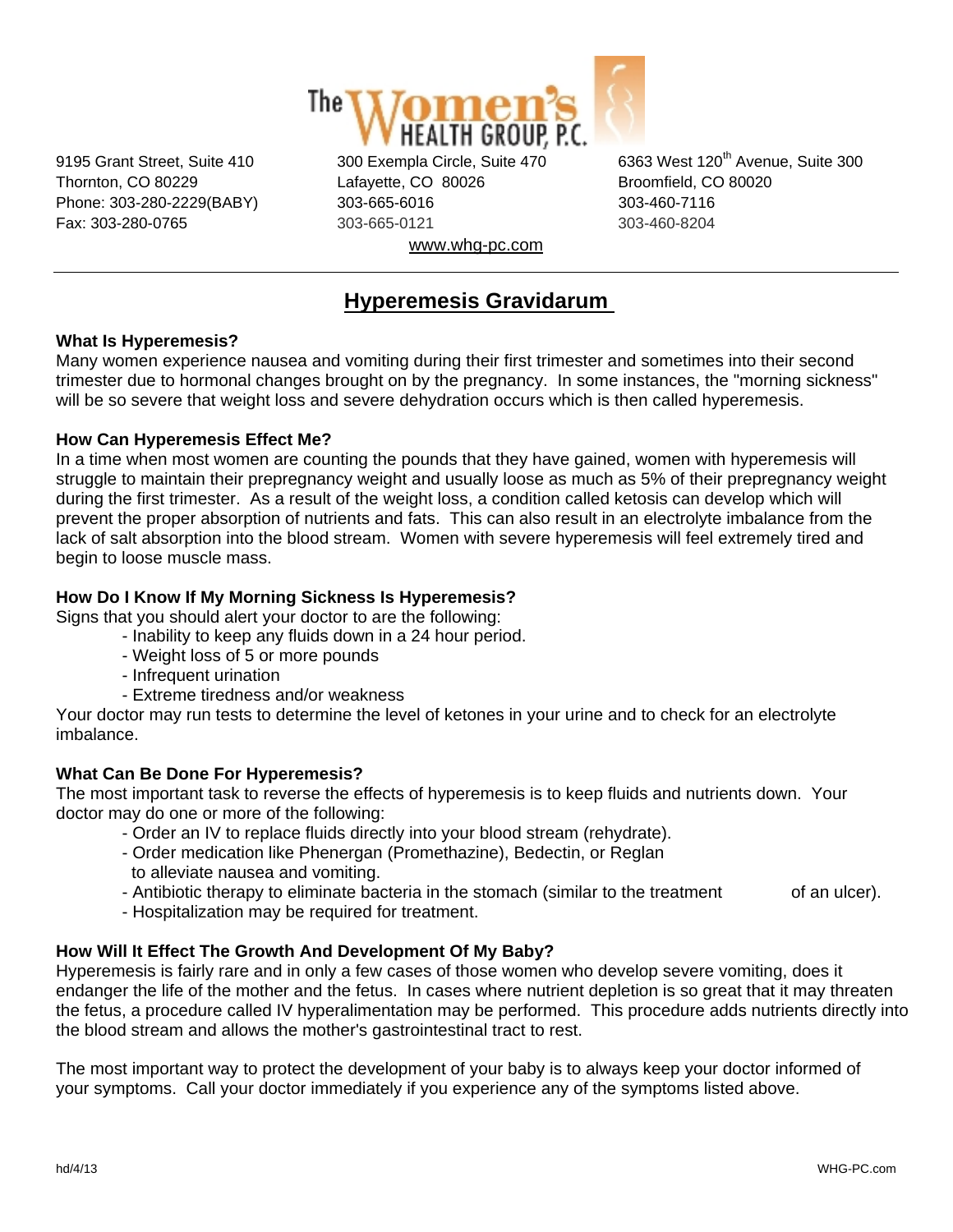# The Women's Health Group, P.C.

9195 Grant Street, Suite 410
Thornton, CO 80229
Phone: 303-280-2229(BABY)
Fax: 303-280-0765

300 Exempla Circle, Suite 470
Lafayette, CO 80026
303-665-6016
303-665-0121

6363 West 120th Avenue, Suite 300
Broomfield, CO 80020
303-460-7116
303-460-8204

www.whg-pc.com

---

## Hyperemesis Gravidarum

**What Is Hyperemesis?**
Many women experience nausea and vomiting during their first trimester and sometimes into their second trimester due to hormonal changes brought on by the pregnancy. In some instances, the "morning sickness" will be so severe that weight loss and severe dehydration occurs which is then called hyperemesis.

**How Can Hyperemesis Effect Me?**
In a time when most women are counting the pounds that they have gained, women with hyperemesis will struggle to maintain their prepregnancy weight and usually loose as much as 5% of their prepregnancy weight during the first trimester. As a result of the weight loss, a condition called ketosis can develop which will prevent the proper absorption of nutrients and fats. This can also result in an electrolyte imbalance from the lack of salt absorption into the blood stream. Women with severe hyperemesis will feel extremely tired and begin to loose muscle mass.

**How Do I Know If My Morning Sickness Is Hyperemesis?**
Signs that you should alert your doctor to are the following:

- Inability to keep any fluids down in a 24 hour period.
- Weight loss of 5 or more pounds
- Infrequent urination
- Extreme tiredness and/or weakness

Your doctor may run tests to determine the level of ketones in your urine and to check for an electrolyte imbalance.

**What Can Be Done For Hyperemesis?**
The most important task to reverse the effects of hyperemesis is to keep fluids and nutrients down. Your doctor may do one or more of the following:

- Order an IV to replace fluids directly into your blood stream (rehydrate).
- Order medication like Phenergan (Promethazine), Bedectin, or Reglan to alleviate nausea and vomiting.
- Antibiotic therapy to eliminate bacteria in the stomach (similar to the treatment of an ulcer).
- Hospitalization may be required for treatment.

**How Will It Effect The Growth And Development Of My Baby?**
Hyperemesis is fairly rare and in only a few cases of those women who develop severe vomiting, does it endanger the life of the mother and the fetus. In cases where nutrient depletion is so great that it may threaten the fetus, a procedure called IV hyperalimentation may be performed. This procedure adds nutrients directly into the blood stream and allows the mother's gastrointestinal tract to rest.

The most important way to protect the development of your baby is to always keep your doctor informed of your symptoms. Call your doctor immediately if you experience any of the symptoms listed above.

hd/4/13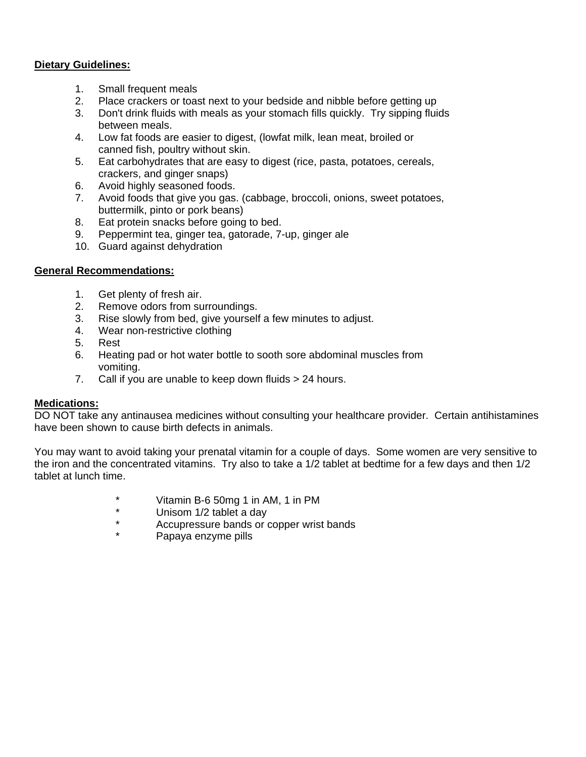**Dietary Guidelines:**

1. Small frequent meals
2. Place crackers or toast next to your bedside and nibble before getting up
3. Don't drink fluids with meals as your stomach fills quickly. Try sipping fluids between meals.
4. Low fat foods are easier to digest, (lowfat milk, lean meat, broiled or canned fish, poultry without skin.
5. Eat carbohydrates that are easy to digest (rice, pasta, potatoes, cereals, crackers, and ginger snaps)
6. Avoid highly seasoned foods.
7. Avoid foods that give you gas. (cabbage, broccoli, onions, sweet potatoes, buttermilk, pinto or pork beans)
8. Eat protein snacks before going to bed.
9. Peppermint tea, ginger tea, gatorade, 7-up, ginger ale
10. Guard against dehydration

**General Recommendations:**

1. Get plenty of fresh air.
2. Remove odors from surroundings.
3. Rise slowly from bed, give yourself a few minutes to adjust.
4. Wear non-restrictive clothing
5. Rest
6. Heating pad or hot water bottle to sooth sore abdominal muscles from vomiting.
7. Call if you are unable to keep down fluids > 24 hours.

**Medications:**

DO NOT take any antinausea medicines without consulting your healthcare provider. Certain antihistamines have been shown to cause birth defects in animals.

You may want to avoid taking your prenatal vitamin for a couple of days. Some women are very sensitive to the iron and the concentrated vitamins. Try also to take a 1/2 tablet at bedtime for a few days and then 1/2 tablet at lunch time.

* Vitamin B-6 50mg 1 in AM, 1 in PM
* Unisom 1/2 tablet a day
* Accupressure bands or copper wrist bands
* Papaya enzyme pills